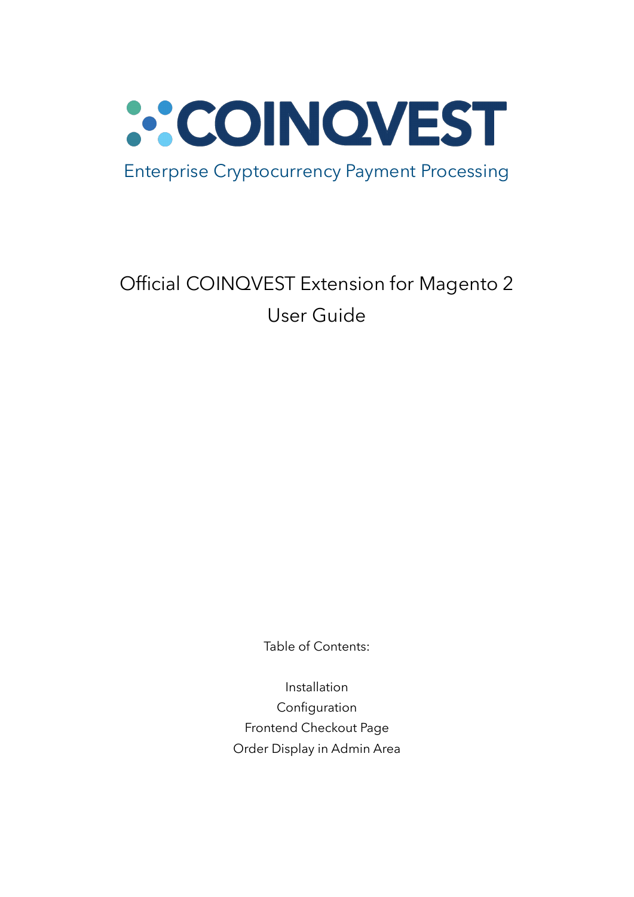# COINQVEST

Enterprise Cryptocurrency Payment Processing

## Official COINQVEST Extension for Magento 2
## User Guide

Table of Contents:

Installation
Configuration
Frontend Checkout Page
Order Display in Admin Area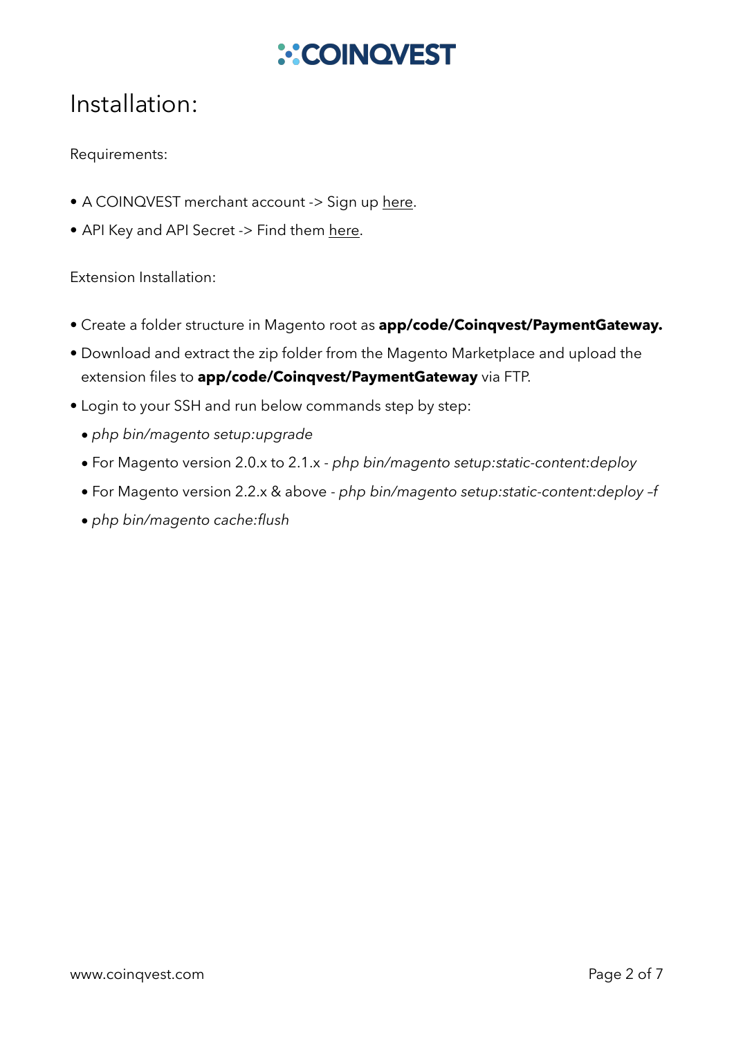# Installation:

Requirements:

- A COINQVEST merchant account -> Sign up here.
- API Key and API Secret -> Find them here.

Extension Installation:

- Create a folder structure in Magento root as **app/code/Coinqvest/PaymentGateway.**
- Download and extract the zip folder from the Magento Marketplace and upload the extension files to **app/code/Coinqvest/PaymentGateway** via FTP.
- Login to your SSH and run below commands step by step:
  - *php bin/magento setup:upgrade*
  - For Magento version 2.0.x to 2.1.x - *php bin/magento setup:static-content:deploy*
  - For Magento version 2.2.x & above - *php bin/magento setup:static-content:deploy –f*
  - *php bin/magento cache:flush*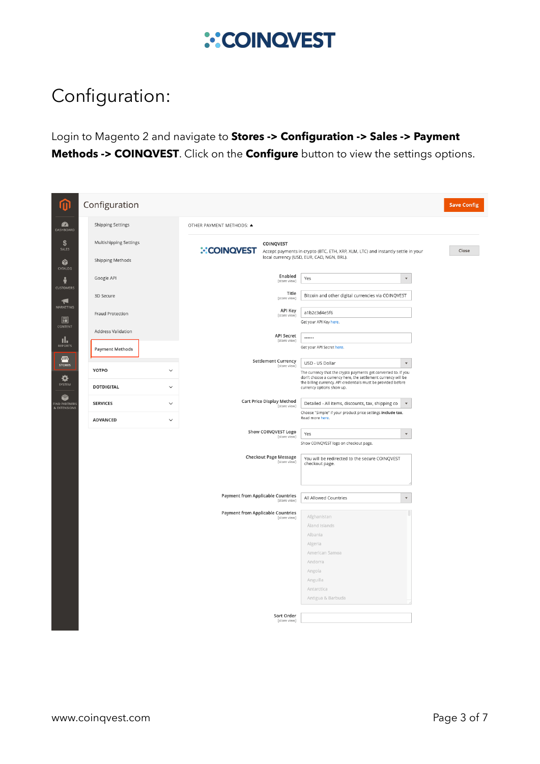# Configuration:

Login to Magento 2 and navigate to **Stores -> Configuration -> Sales -> Payment Methods -> COINQVEST**. Click on the **Configure** button to view the settings options.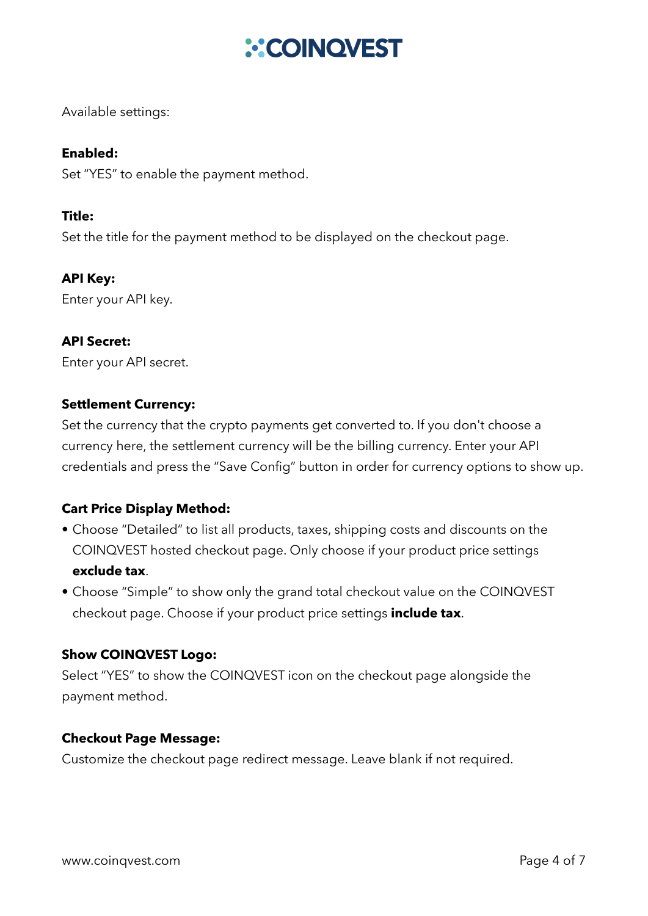Available settings:

**Enabled:**
Set "YES" to enable the payment method.

**Title:**
Set the title for the payment method to be displayed on the checkout page.

**API Key:**
Enter your API key.

**API Secret:**
Enter your API secret.

**Settlement Currency:**
Set the currency that the crypto payments get converted to. If you don't choose a currency here, the settlement currency will be the billing currency. Enter your API credentials and press the "Save Config" button in order for currency options to show up.

**Cart Price Display Method:**

- Choose "Detailed" to list all products, taxes, shipping costs and discounts on the COINQVEST hosted checkout page. Only choose if your product price settings **exclude tax**.
- Choose "Simple" to show only the grand total checkout value on the COINQVEST checkout page. Choose if your product price settings **include tax**.

**Show COINQVEST Logo:**
Select "YES" to show the COINQVEST icon on the checkout page alongside the payment method.

**Checkout Page Message:**
Customize the checkout page redirect message. Leave blank if not required.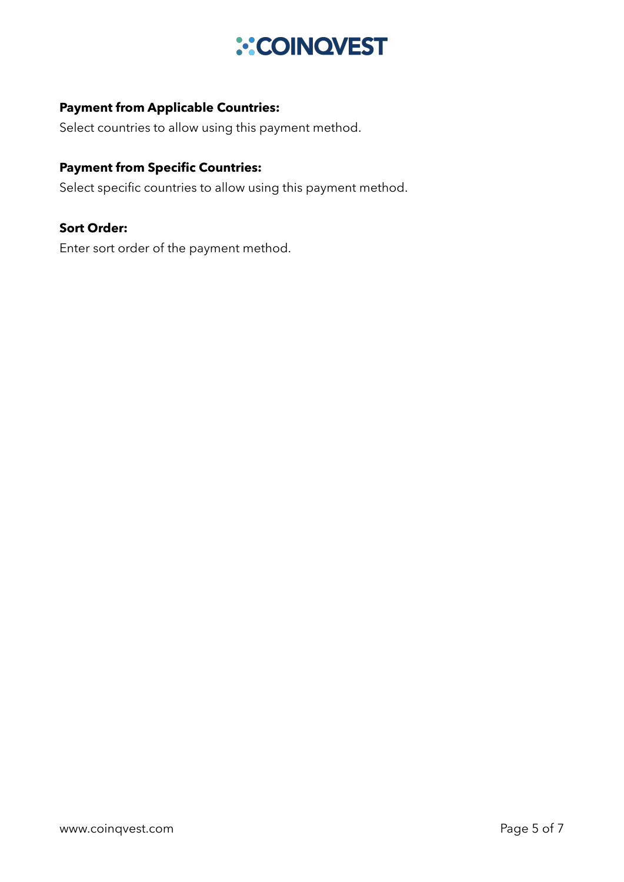**Payment from Applicable Countries:**

Select countries to allow using this payment method.

**Payment from Specific Countries:**

Select specific countries to allow using this payment method.

**Sort Order:**

Enter sort order of the payment method.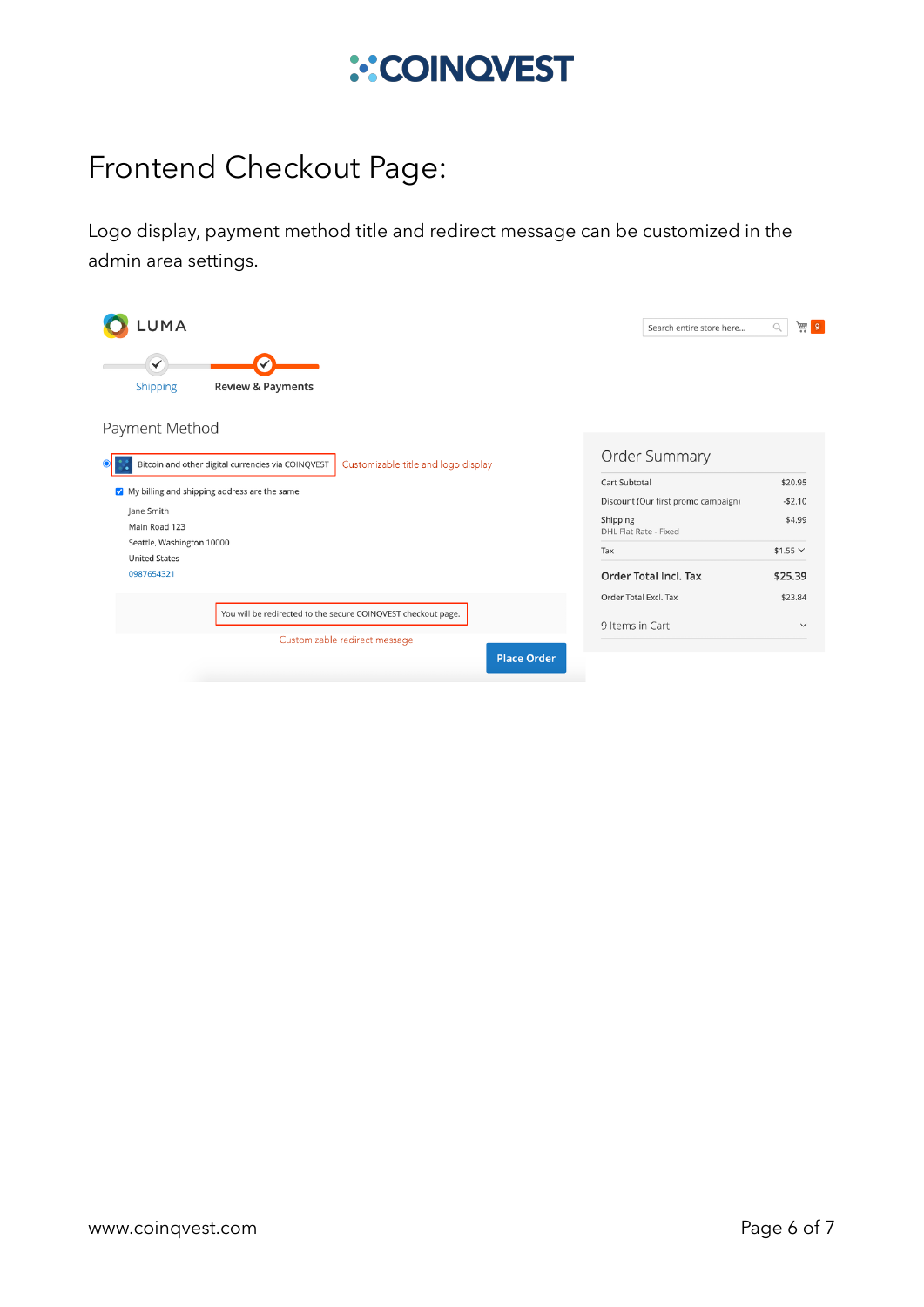# Frontend Checkout Page:

Logo display, payment method title and redirect message can be customized in the admin area settings.

LUMA

Shipping — Review & Payments

Payment Method

Bitcoin and other digital currencies via COINQVEST — Customizable title and logo display

My billing and shipping address are the same

Jane Smith
Main Road 123
Seattle, Washington 10000
United States
0987654321

You will be redirected to the secure COINQVEST checkout page.

Customizable redirect message

Place Order

Order Summary

| | |
|---|---|
| Cart Subtotal | $20.95 |
| Discount (Our first promo campaign) | -$2.10 |
| Shipping<br>DHL Flat Rate - Fixed | $4.99 |
| Tax | $1.55 |
| **Order Total Incl. Tax** | **$25.39** |
| Order Total Excl. Tax | $23.84 |

9 Items in Cart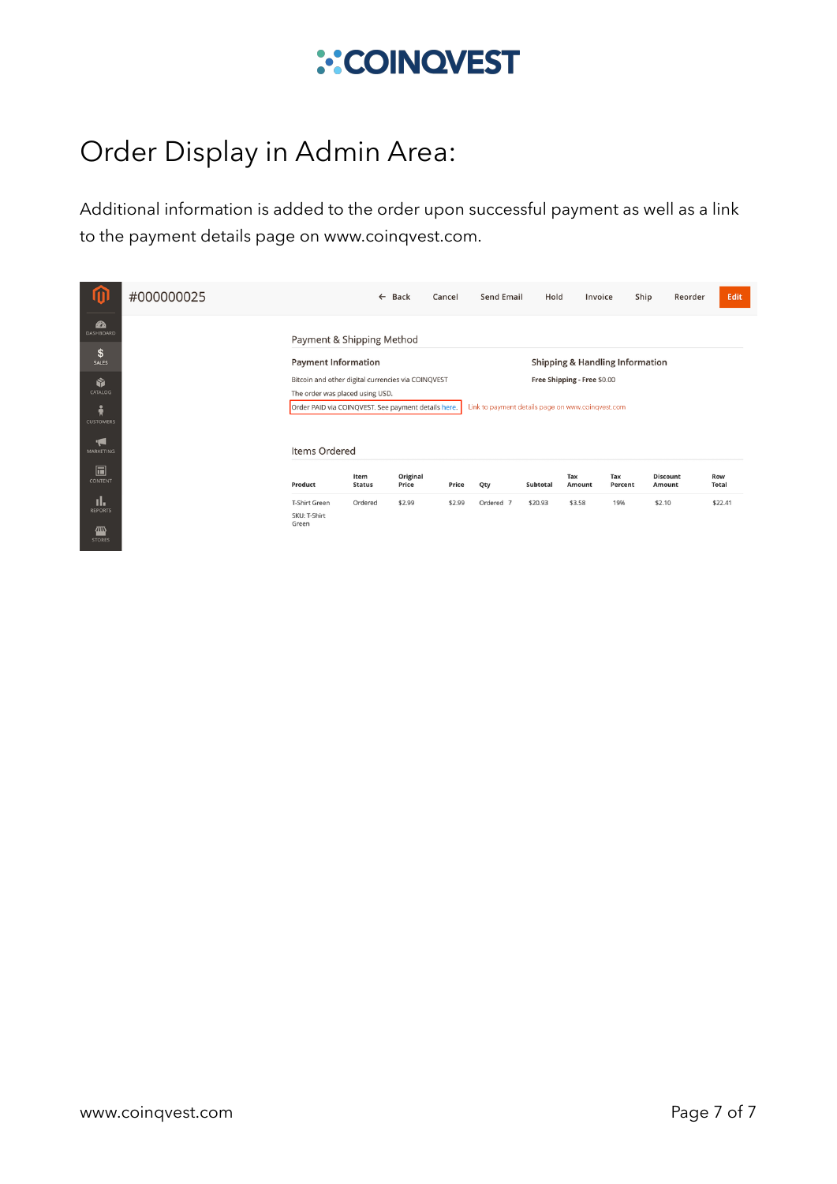# Order Display in Admin Area:

Additional information is added to the order upon successful payment as well as a link to the payment details page on www.coinqvest.com.

#000000025

← Back Cancel Send Email Hold Invoice Ship Reorder Edit

Payment & Shipping Method

**Payment Information**

Bitcoin and other digital currencies via COINQVEST

The order was placed using USD.

Order PAID via COINQVEST. See payment details here.

Link to payment details page on www.coinqvest.com

**Shipping & Handling Information**

**Free Shipping - Free** $0.00

Items Ordered

| Product | Item Status | Original Price | Price | Qty | Subtotal | Tax Amount | Tax Percent | Discount Amount | Row Total |
|---|---|---|---|---|---|---|---|---|---|
| T-Shirt Green SKU: T-Shirt Green | Ordered | $2.99 | $2.99 | Ordered 7 | $20.93 | $3.58 | 19% | $2.10 | $22.41 |

www.coinqvest.com